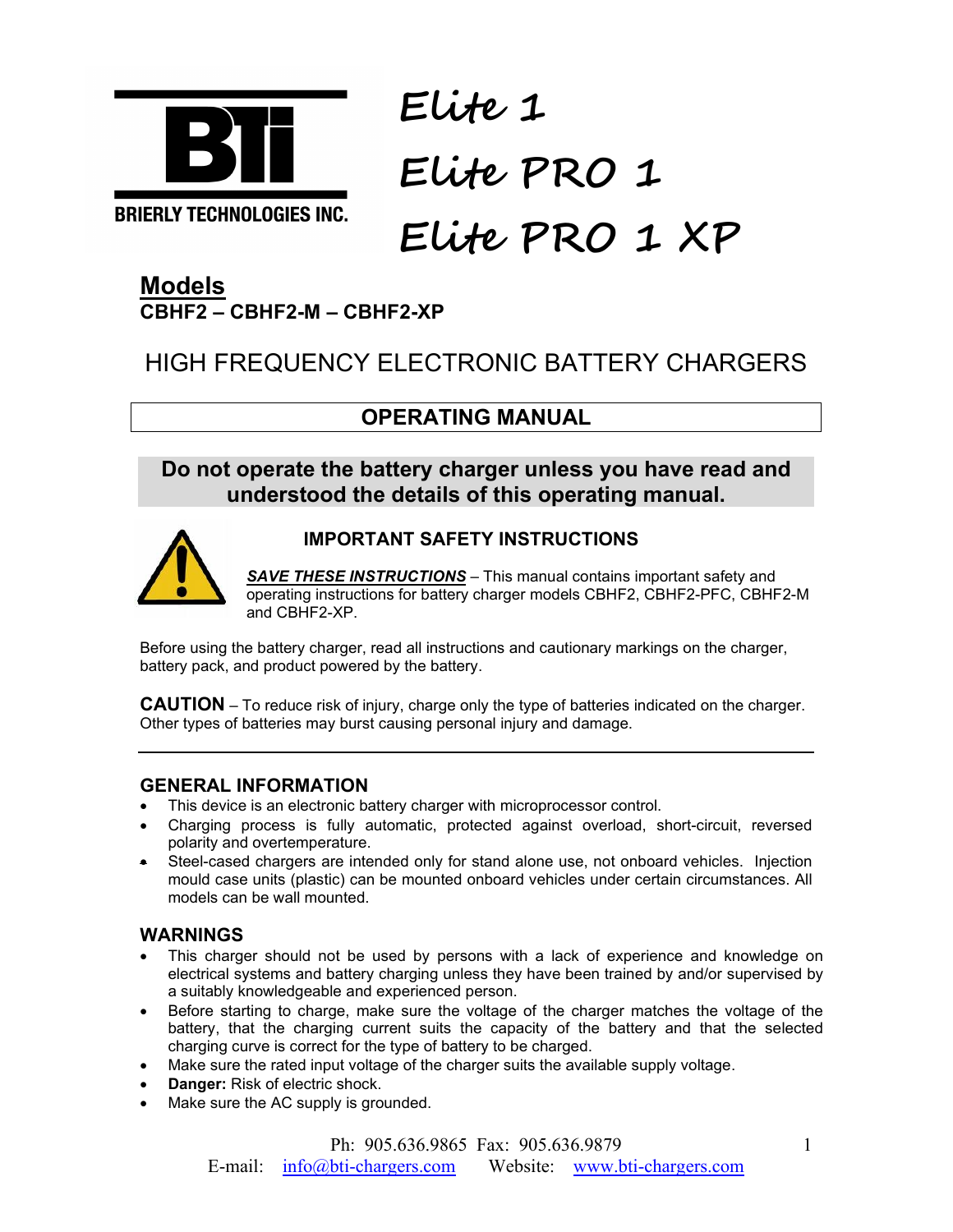BRIERLY TECHNOLOGIES INC.

# Elite 1
# Elite PRO 1
# Elite PRO 1 XP

## Models

**CBHF2 – CBHF2-M – CBHF2-XP**

## HIGH FREQUENCY ELECTRONIC BATTERY CHARGERS

## OPERATING MANUAL

**Do not operate the battery charger unless you have read and understood the details of this operating manual.**

### IMPORTANT SAFETY INSTRUCTIONS

***SAVE THESE INSTRUCTIONS*** – This manual contains important safety and operating instructions for battery charger models CBHF2, CBHF2-PFC, CBHF2-M and CBHF2-XP.

Before using the battery charger, read all instructions and cautionary markings on the charger, battery pack, and product powered by the battery.

**CAUTION** – To reduce risk of injury, charge only the type of batteries indicated on the charger. Other types of batteries may burst causing personal injury and damage.

---

### GENERAL INFORMATION

- This device is an electronic battery charger with microprocessor control.
- Charging process is fully automatic, protected against overload, short-circuit, reversed polarity and overtemperature.
- Steel-cased chargers are intended only for stand alone use, not onboard vehicles. Injection mould case units (plastic) can be mounted onboard vehicles under certain circumstances. All models can be wall mounted.

### WARNINGS

- This charger should not be used by persons with a lack of experience and knowledge on electrical systems and battery charging unless they have been trained by and/or supervised by a suitably knowledgeable and experienced person.
- Before starting to charge, make sure the voltage of the charger matches the voltage of the battery, that the charging current suits the capacity of the battery and that the selected charging curve is correct for the type of battery to be charged.
- Make sure the rated input voltage of the charger suits the available supply voltage.
- **Danger:** Risk of electric shock.
- Make sure the AC supply is grounded.

Ph: 905.636.9865 Fax: 905.636.9879
E-mail: info@bti-chargers.com Website: www.bti-chargers.com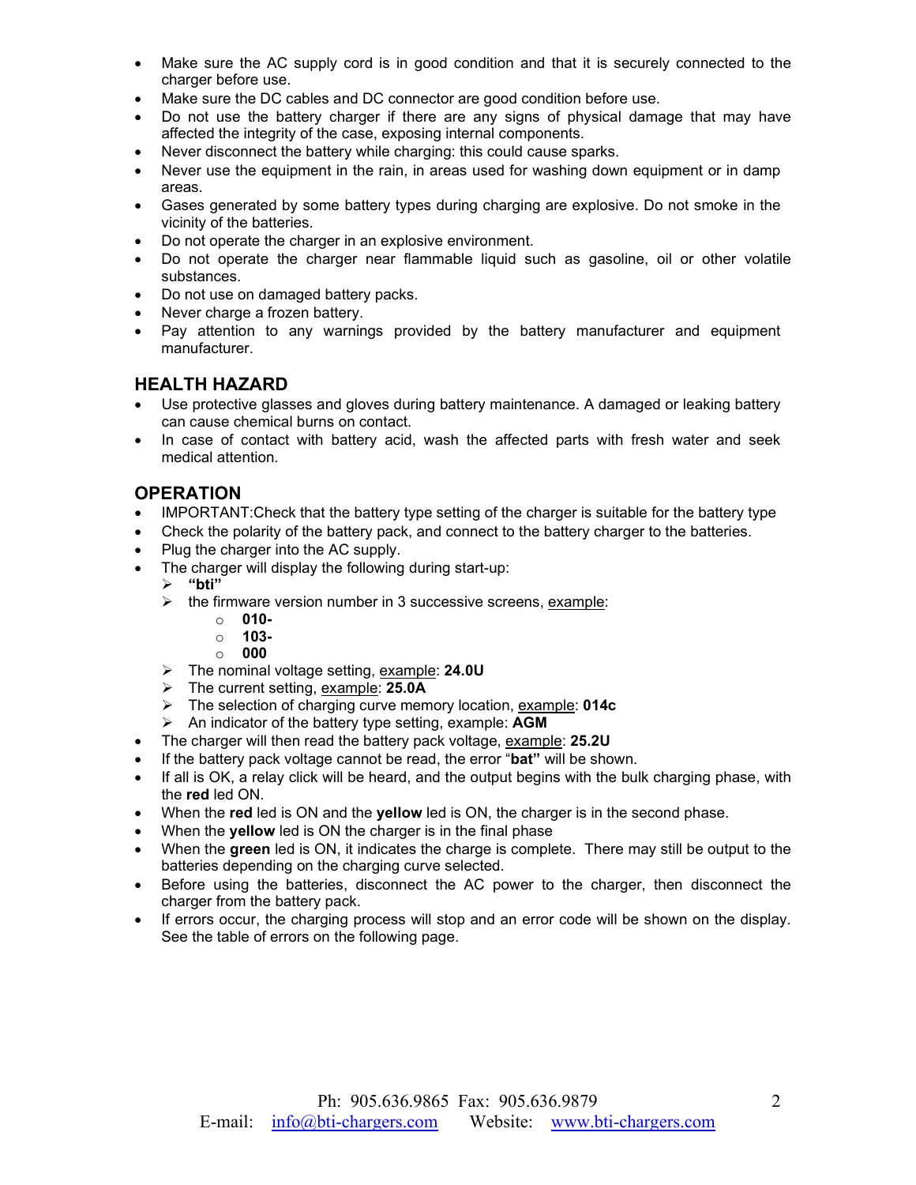- Make sure the AC supply cord is in good condition and that it is securely connected to the charger before use.
- Make sure the DC cables and DC connector are good condition before use.
- Do not use the battery charger if there are any signs of physical damage that may have affected the integrity of the case, exposing internal components.
- Never disconnect the battery while charging: this could cause sparks.
- Never use the equipment in the rain, in areas used for washing down equipment or in damp areas.
- Gases generated by some battery types during charging are explosive. Do not smoke in the vicinity of the batteries.
- Do not operate the charger in an explosive environment.
- Do not operate the charger near flammable liquid such as gasoline, oil or other volatile substances.
- Do not use on damaged battery packs.
- Never charge a frozen battery.
- Pay attention to any warnings provided by the battery manufacturer and equipment manufacturer.

## HEALTH HAZARD

- Use protective glasses and gloves during battery maintenance. A damaged or leaking battery can cause chemical burns on contact.
- In case of contact with battery acid, wash the affected parts with fresh water and seek medical attention.

## OPERATION

- IMPORTANT:Check that the battery type setting of the charger is suitable for the battery type
- Check the polarity of the battery pack, and connect to the battery charger to the batteries.
- Plug the charger into the AC supply.
- The charger will display the following during start-up:
  - **"bti"**
  - the firmware version number in 3 successive screens, example:
    - **010-**
    - **103-**
    - **000**
  - The nominal voltage setting, example: **24.0U**
  - The current setting, example: **25.0A**
  - The selection of charging curve memory location, example: **014c**
  - An indicator of the battery type setting, example: **AGM**
- The charger will then read the battery pack voltage, example: **25.2U**
- If the battery pack voltage cannot be read, the error "**bat"** will be shown.
- If all is OK, a relay click will be heard, and the output begins with the bulk charging phase, with the **red** led ON.
- When the **red** led is ON and the **yellow** led is ON, the charger is in the second phase.
- When the **yellow** led is ON the charger is in the final phase
- When the **green** led is ON, it indicates the charge is complete. There may still be output to the batteries depending on the charging curve selected.
- Before using the batteries, disconnect the AC power to the charger, then disconnect the charger from the battery pack.
- If errors occur, the charging process will stop and an error code will be shown on the display. See the table of errors on the following page.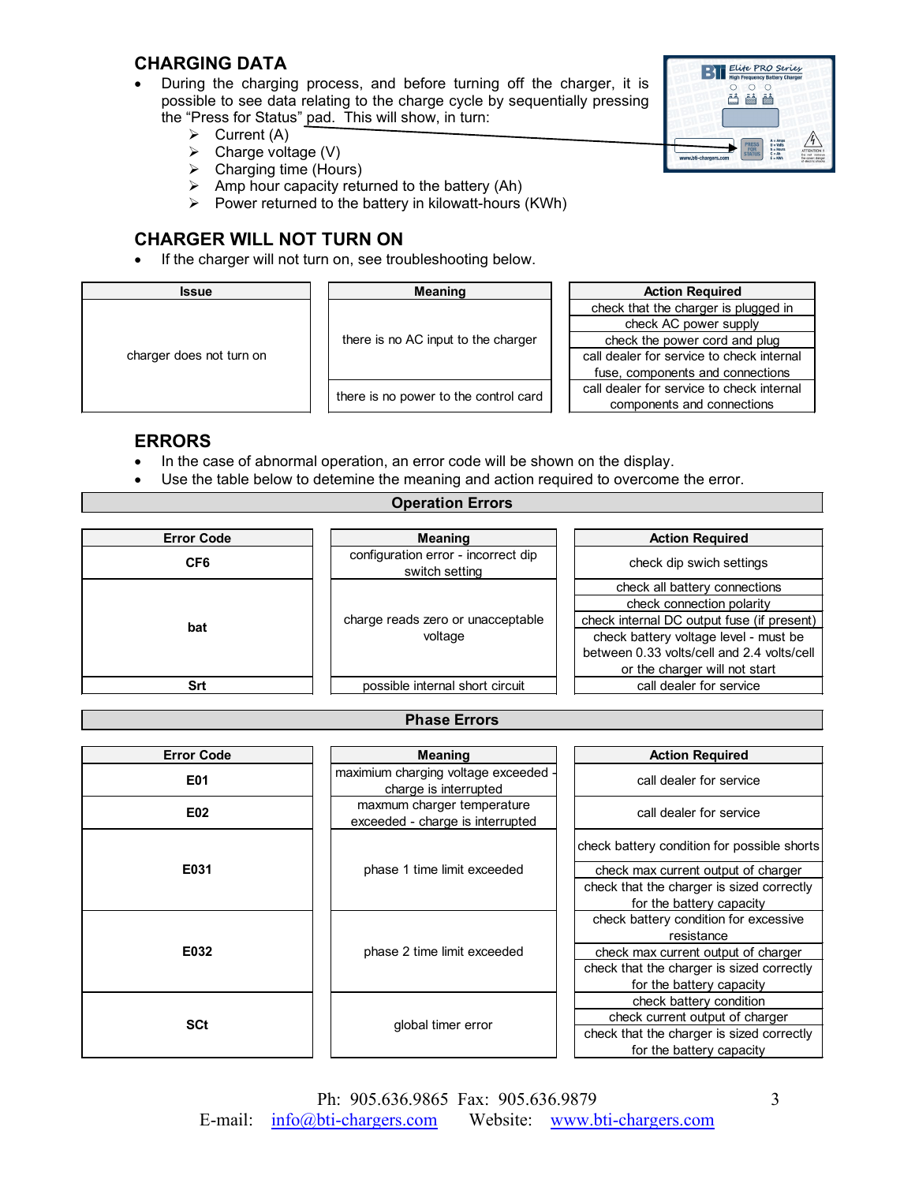## CHARGING DATA

- During the charging process, and before turning off the charger, it is possible to see data relating to the charge cycle by sequentially pressing the "Press for Status" pad. This will show, in turn:
  - Current (A)
  - Charge voltage (V)
  - Charging time (Hours)
  - Amp hour capacity returned to the battery (Ah)
  - Power returned to the battery in kilowatt-hours (KWh)

## CHARGER WILL NOT TURN ON

- If the charger will not turn on, see troubleshooting below.

| Issue | Meaning | Action Required |
|---|---|---|
| charger does not turn on | there is no AC input to the charger | check that the charger is plugged in |
| | | check AC power supply |
| | | check the power cord and plug |
| | | call dealer for service to check internal fuse, components and connections |
| | there is no power to the control card | call dealer for service to check internal components and connections |

## ERRORS

- In the case of abnormal operation, an error code will be shown on the display.
- Use the table below to detemine the meaning and action required to overcome the error.

**Operation Errors**

| Error Code | Meaning | Action Required |
|---|---|---|
| **CF6** | configuration error - incorrect dip switch setting | check dip swich settings |
| **bat** | charge reads zero or unacceptable voltage | check all battery connections |
| | | check connection polarity |
| | | check internal DC output fuse (if present) |
| | | check battery voltage level - must be between 0.33 volts/cell and 2.4 volts/cell or the charger will not start |
| **Srt** | possible internal short circuit | call dealer for service |

**Phase Errors**

| Error Code | Meaning | Action Required |
|---|---|---|
| **E01** | maximium charging voltage exceeded - charge is interrupted | call dealer for service |
| **E02** | maxmum charger temperature exceeded - charge is interrupted | call dealer for service |
| **E031** | phase 1 time limit exceeded | check battery condition for possible shorts |
| | | check max current output of charger |
| | | check that the charger is sized correctly for the battery capacity |
| **E032** | phase 2 time limit exceeded | check battery condition for excessive resistance |
| | | check max current output of charger |
| | | check that the charger is sized correctly for the battery capacity |
| **SCt** | global timer error | check battery condition |
| | | check current output of charger |
| | | check that the charger is sized correctly for the battery capacity |

Ph: 905.636.9865 Fax: 905.636.9879
E-mail: info@bti-chargers.com Website: www.bti-chargers.com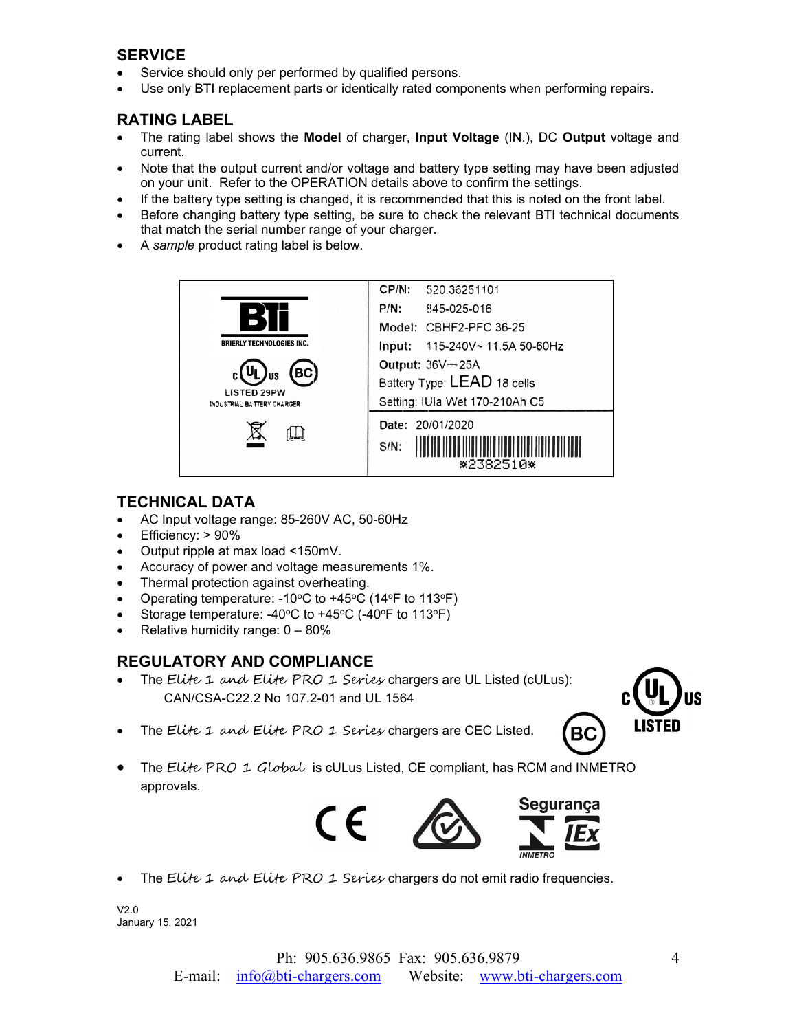## SERVICE

- Service should only per performed by qualified persons.
- Use only BTI replacement parts or identically rated components when performing repairs.

## RATING LABEL

- The rating label shows the **Model** of charger, **Input Voltage** (IN.), DC **Output** voltage and current.
- Note that the output current and/or voltage and battery type setting may have been adjusted on your unit. Refer to the OPERATION details above to confirm the settings.
- If the battery type setting is changed, it is recommended that this is noted on the front label.
- Before changing battery type setting, be sure to check the relevant BTI technical documents that match the serial number range of your charger.
- A *sample* product rating label is below.

| | |
|---|---|
| BTI BRIERLY TECHNOLOGIES INC. | **CP/N:** 520.36251101 |
| cULus BC | **P/N:** 845-025-016 |
| LISTED 29PW | **Model:** CBHF2-PFC 36-25 |
| INDUSTRIAL BATTERY CHARGER | **Input:** 115-240V~ 11.5A 50-60Hz |
| | **Output:** 36V⎓25A |
| | Battery Type: LEAD 18 cells |
| | Setting: IUIa Wet 170-210Ah C5 |
| | **Date:** 20/01/2020 |
| | **S/N:** *2382510* |

## TECHNICAL DATA

- AC Input voltage range: 85-260V AC, 50-60Hz
- Efficiency: > 90%
- Output ripple at max load <150mV.
- Accuracy of power and voltage measurements 1%.
- Thermal protection against overheating.
- Operating temperature: -10°C to +45°C (14°F to 113°F)
- Storage temperature: -40°C to +45°C (-40°F to 113°F)
- Relative humidity range: 0 – 80%

## REGULATORY AND COMPLIANCE

- The *Elite 1 and Elite PRO 1 Series* chargers are UL Listed (cULus): CAN/CSA-C22.2 No 107.2-01 and UL 1564
- The *Elite 1 and Elite PRO 1 Series* chargers are CEC Listed.
- The *Elite PRO 1 Global* is cULus Listed, CE compliant, has RCM and INMETRO approvals.
- The *Elite 1 and Elite PRO 1 Series* chargers do not emit radio frequencies.

V2.0
January 15, 2021

Ph: 905.636.9865 Fax: 905.636.9879
E-mail: info@bti-chargers.com Website: www.bti-chargers.com